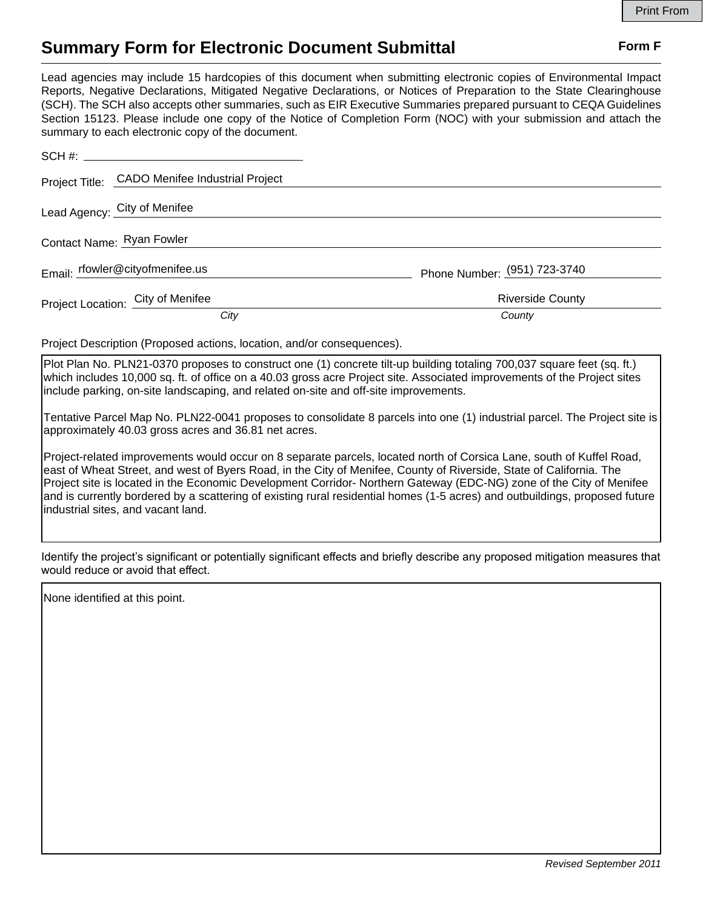Print From

# Summary Form for Electronic Document Submittal

**Form F**

Lead agencies may include 15 hardcopies of this document when submitting electronic copies of Environmental Impact Reports, Negative Declarations, Mitigated Negative Declarations, or Notices of Preparation to the State Clearinghouse (SCH). The SCH also accepts other summaries, such as EIR Executive Summaries prepared pursuant to CEQA Guidelines Section 15123. Please include one copy of the Notice of Completion Form (NOC) with your submission and attach the summary to each electronic copy of the document.

SCH #: 

Project Title: CADO Menifee Industrial Project

Lead Agency: City of Menifee

Contact Name: Ryan Fowler

Email: rfowler@cityofmenifee.us Phone Number: (951) 723-3740

Project Location: City of Menifee (*City*) Riverside County (*County*)

Project Description (Proposed actions, location, and/or consequences).

Plot Plan No. PLN21-0370 proposes to construct one (1) concrete tilt-up building totaling 700,037 square feet (sq. ft.) which includes 10,000 sq. ft. of office on a 40.03 gross acre Project site. Associated improvements of the Project sites include parking, on-site landscaping, and related on-site and off-site improvements.

Tentative Parcel Map No. PLN22-0041 proposes to consolidate 8 parcels into one (1) industrial parcel. The Project site is approximately 40.03 gross acres and 36.81 net acres.

Project-related improvements would occur on 8 separate parcels, located north of Corsica Lane, south of Kuffel Road, east of Wheat Street, and west of Byers Road, in the City of Menifee, County of Riverside, State of California. The Project site is located in the Economic Development Corridor- Northern Gateway (EDC-NG) zone of the City of Menifee and is currently bordered by a scattering of existing rural residential homes (1-5 acres) and outbuildings, proposed future industrial sites, and vacant land.

Identify the project's significant or potentially significant effects and briefly describe any proposed mitigation measures that would reduce or avoid that effect.

None identified at this point.

*Revised September 2011*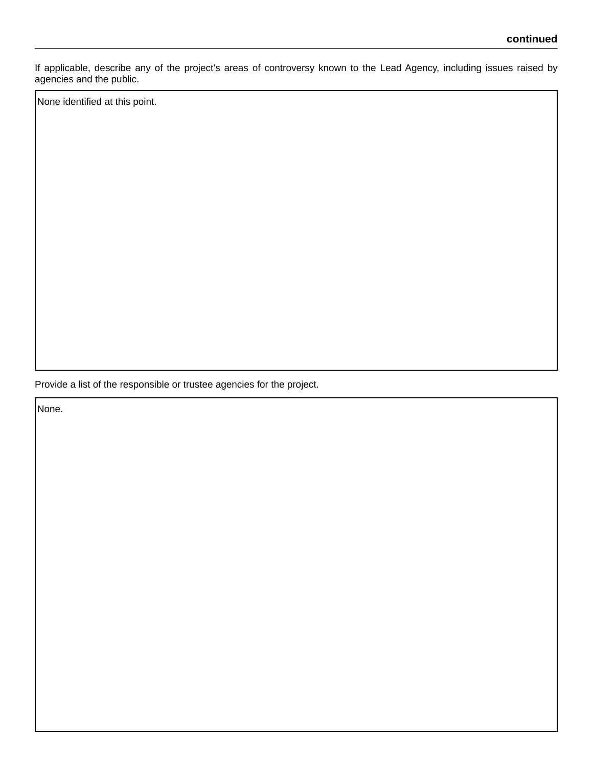**continued**

If applicable, describe any of the project's areas of controversy known to the Lead Agency, including issues raised by agencies and the public.

None identified at this point.

Provide a list of the responsible or trustee agencies for the project.

None.